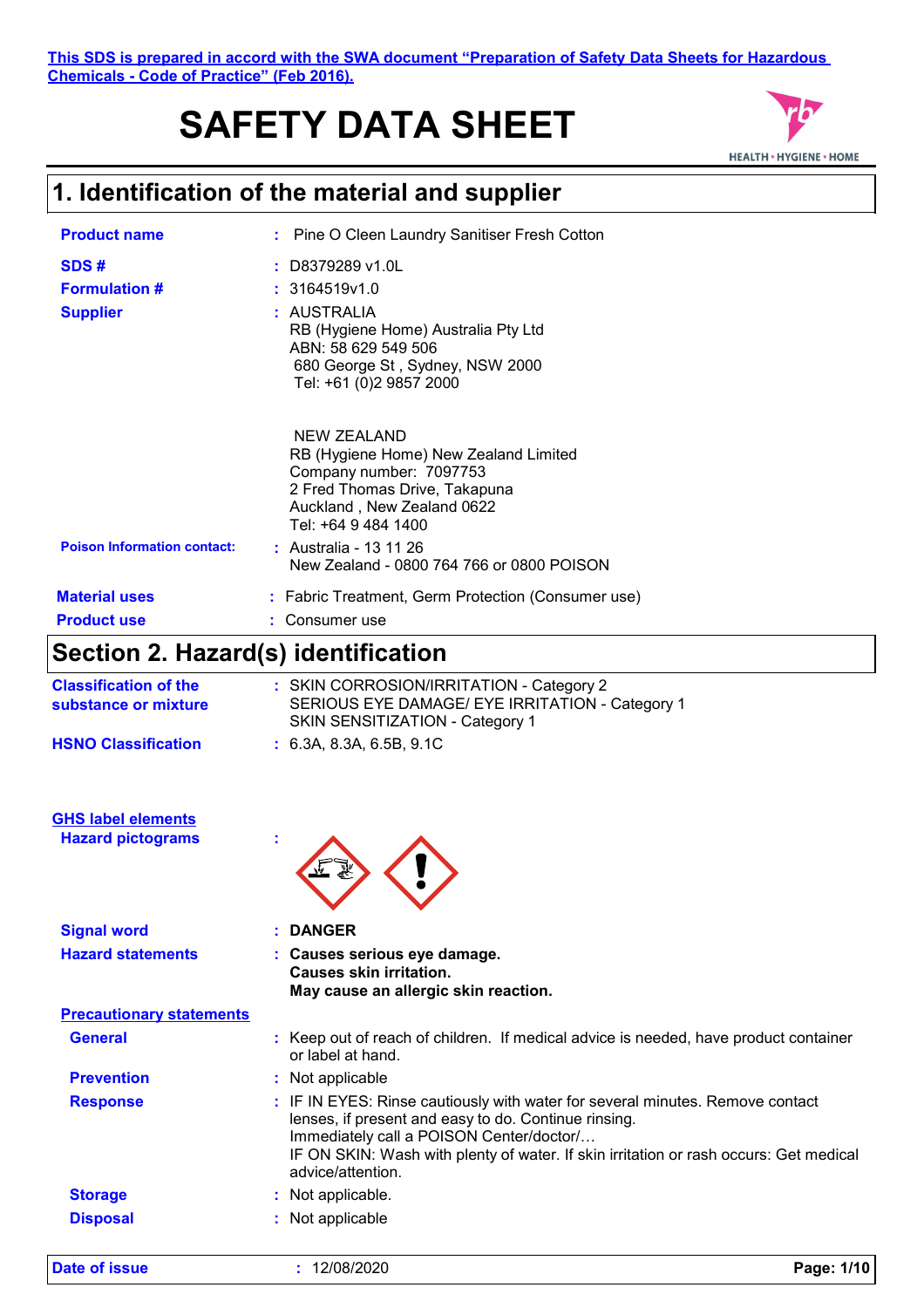**This SDS is prepared in accord with the SWA document "Preparation of Safety Data Sheets for Hazardous Chemicals - Code of Practice" (Feb 2016).**

# SAFETY DATA SHEET

HEALTH • HYGIENE • HOME

## 1. Identification of the material and supplier

**Product name** : Pine O Cleen Laundry Sanitiser Fresh Cotton

**SDS #** : D8379289 v1.0L

**Formulation #** : 3164519v1.0

**Supplier** : AUSTRALIA
RB (Hygiene Home) Australia Pty Ltd
ABN: 58 629 549 506
680 George St , Sydney, NSW 2000
Tel: +61 (0)2 9857 2000

NEW ZEALAND
RB (Hygiene Home) New Zealand Limited
Company number: 7097753
2 Fred Thomas Drive, Takapuna
Auckland , New Zealand 0622
Tel: +64 9 484 1400

**Poison Information contact:** : Australia - 13 11 26
New Zealand - 0800 764 766 or 0800 POISON

**Material uses** : Fabric Treatment, Germ Protection (Consumer use)

**Product use** : Consumer use

## Section 2. Hazard(s) identification

**Classification of the substance or mixture** : SKIN CORROSION/IRRITATION - Category 2
SERIOUS EYE DAMAGE/ EYE IRRITATION - Category 1
SKIN SENSITIZATION - Category 1

**HSNO Classification** : 6.3A, 8.3A, 6.5B, 9.1C

**GHS label elements**

**Hazard pictograms** :

**Signal word** : **DANGER**

**Hazard statements** : **Causes serious eye damage.**
**Causes skin irritation.**
**May cause an allergic skin reaction.**

**Precautionary statements**

**General** : Keep out of reach of children. If medical advice is needed, have product container or label at hand.

**Prevention** : Not applicable

**Response** : IF IN EYES: Rinse cautiously with water for several minutes. Remove contact lenses, if present and easy to do. Continue rinsing.
Immediately call a POISON Center/doctor/…
IF ON SKIN: Wash with plenty of water. If skin irritation or rash occurs: Get medical advice/attention.

**Storage** : Not applicable.

**Disposal** : Not applicable

**Date of issue** : 12/08/2020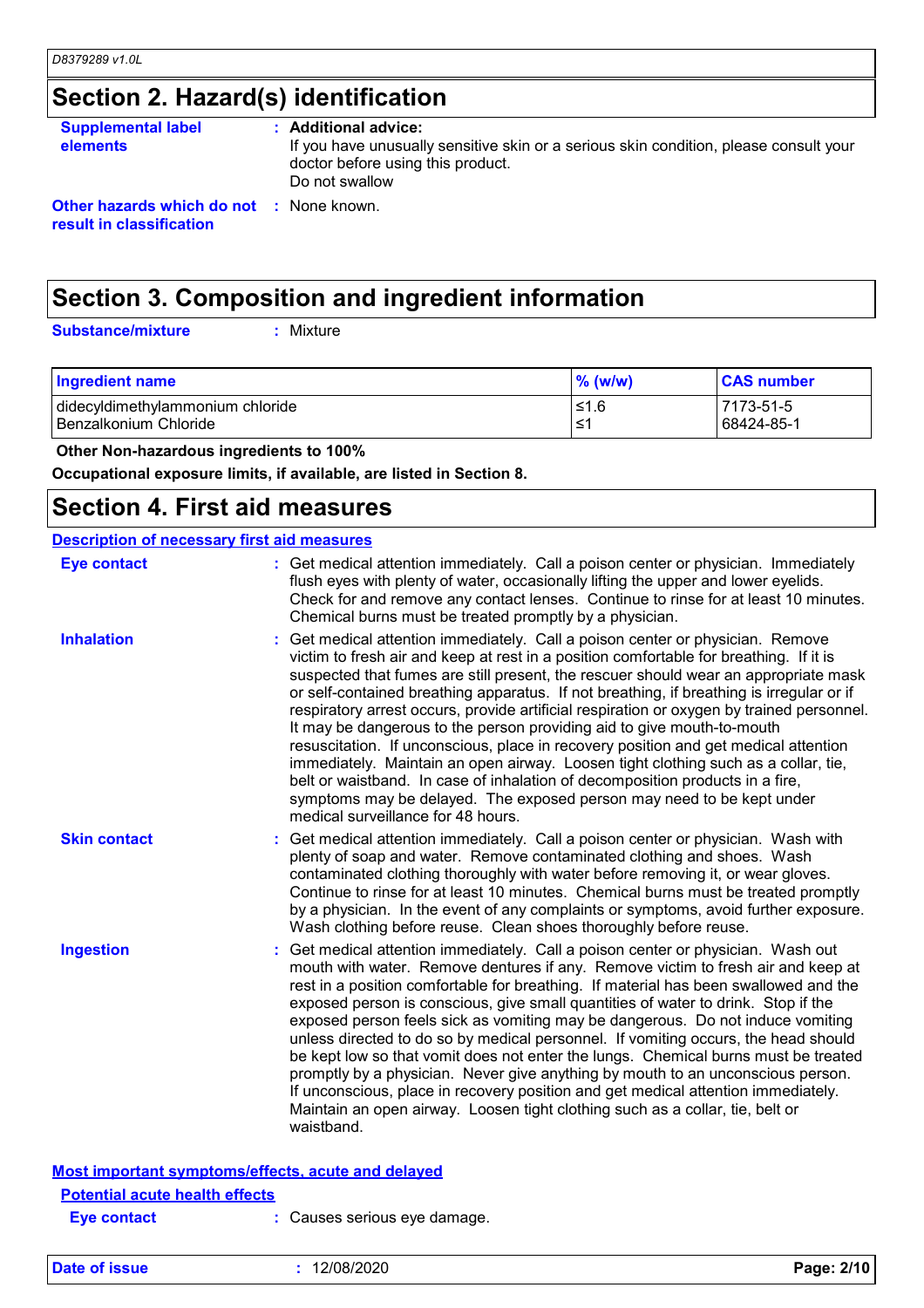## Section 2. Hazard(s) identification

**Supplemental label elements** : **Additional advice:**
If you have unusually sensitive skin or a serious skin condition, please consult your doctor before using this product.
Do not swallow

**Other hazards which do not result in classification** : None known.

## Section 3. Composition and ingredient information

**Substance/mixture** : Mixture

| Ingredient name | % (w/w) | CAS number |
|---|---|---|
| didecyldimethylammonium chloride | ≤1.6 | 7173-51-5 |
| Benzalkonium Chloride | ≤1 | 68424-85-1 |

**Other Non-hazardous ingredients to 100%**

**Occupational exposure limits, if available, are listed in Section 8.**

## Section 4. First aid measures

### Description of necessary first aid measures

**Eye contact** : Get medical attention immediately. Call a poison center or physician. Immediately flush eyes with plenty of water, occasionally lifting the upper and lower eyelids. Check for and remove any contact lenses. Continue to rinse for at least 10 minutes. Chemical burns must be treated promptly by a physician.

**Inhalation** : Get medical attention immediately. Call a poison center or physician. Remove victim to fresh air and keep at rest in a position comfortable for breathing. If it is suspected that fumes are still present, the rescuer should wear an appropriate mask or self-contained breathing apparatus. If not breathing, if breathing is irregular or if respiratory arrest occurs, provide artificial respiration or oxygen by trained personnel. It may be dangerous to the person providing aid to give mouth-to-mouth resuscitation. If unconscious, place in recovery position and get medical attention immediately. Maintain an open airway. Loosen tight clothing such as a collar, tie, belt or waistband. In case of inhalation of decomposition products in a fire, symptoms may be delayed. The exposed person may need to be kept under medical surveillance for 48 hours.

**Skin contact** : Get medical attention immediately. Call a poison center or physician. Wash with plenty of soap and water. Remove contaminated clothing and shoes. Wash contaminated clothing thoroughly with water before removing it, or wear gloves. Continue to rinse for at least 10 minutes. Chemical burns must be treated promptly by a physician. In the event of any complaints or symptoms, avoid further exposure. Wash clothing before reuse. Clean shoes thoroughly before reuse.

**Ingestion** : Get medical attention immediately. Call a poison center or physician. Wash out mouth with water. Remove dentures if any. Remove victim to fresh air and keep at rest in a position comfortable for breathing. If material has been swallowed and the exposed person is conscious, give small quantities of water to drink. Stop if the exposed person feels sick as vomiting may be dangerous. Do not induce vomiting unless directed to do so by medical personnel. If vomiting occurs, the head should be kept low so that vomit does not enter the lungs. Chemical burns must be treated promptly by a physician. Never give anything by mouth to an unconscious person. If unconscious, place in recovery position and get medical attention immediately. Maintain an open airway. Loosen tight clothing such as a collar, tie, belt or waistband.

### Most important symptoms/effects, acute and delayed

#### Potential acute health effects

**Eye contact** : Causes serious eye damage.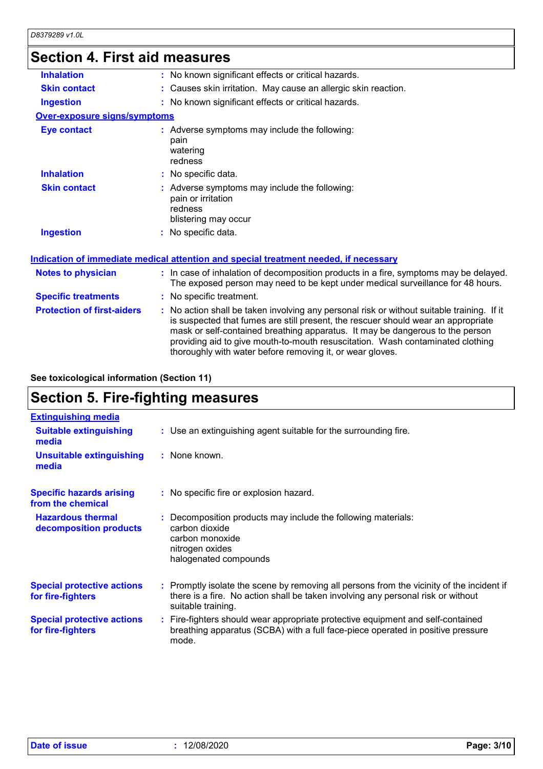## Section 4. First aid measures

| | |
|---|---|
| **Inhalation** | : No known significant effects or critical hazards. |
| **Skin contact** | : Causes skin irritation. May cause an allergic skin reaction. |
| **Ingestion** | : No known significant effects or critical hazards. |

**Over-exposure signs/symptoms**

| | |
|---|---|
| **Eye contact** | : Adverse symptoms may include the following:<br>pain<br>watering<br>redness |
| **Inhalation** | : No specific data. |
| **Skin contact** | : Adverse symptoms may include the following:<br>pain or irritation<br>redness<br>blistering may occur |
| **Ingestion** | : No specific data. |

**Indication of immediate medical attention and special treatment needed, if necessary**

| | |
|---|---|
| **Notes to physician** | : In case of inhalation of decomposition products in a fire, symptoms may be delayed. The exposed person may need to be kept under medical surveillance for 48 hours. |
| **Specific treatments** | : No specific treatment. |
| **Protection of first-aiders** | : No action shall be taken involving any personal risk or without suitable training. If it is suspected that fumes are still present, the rescuer should wear an appropriate mask or self-contained breathing apparatus. It may be dangerous to the person providing aid to give mouth-to-mouth resuscitation. Wash contaminated clothing thoroughly with water before removing it, or wear gloves. |

**See toxicological information (Section 11)**

## Section 5. Fire-fighting measures

**Extinguishing media**

| | |
|---|---|
| **Suitable extinguishing media** | : Use an extinguishing agent suitable for the surrounding fire. |
| **Unsuitable extinguishing media** | : None known. |

| | |
|---|---|
| **Specific hazards arising from the chemical** | : No specific fire or explosion hazard. |
| **Hazardous thermal decomposition products** | : Decomposition products may include the following materials:<br>carbon dioxide<br>carbon monoxide<br>nitrogen oxides<br>halogenated compounds |
| **Special protective actions for fire-fighters** | : Promptly isolate the scene by removing all persons from the vicinity of the incident if there is a fire. No action shall be taken involving any personal risk or without suitable training. |
| **Special protective actions for fire-fighters** | : Fire-fighters should wear appropriate protective equipment and self-contained breathing apparatus (SCBA) with a full face-piece operated in positive pressure mode. |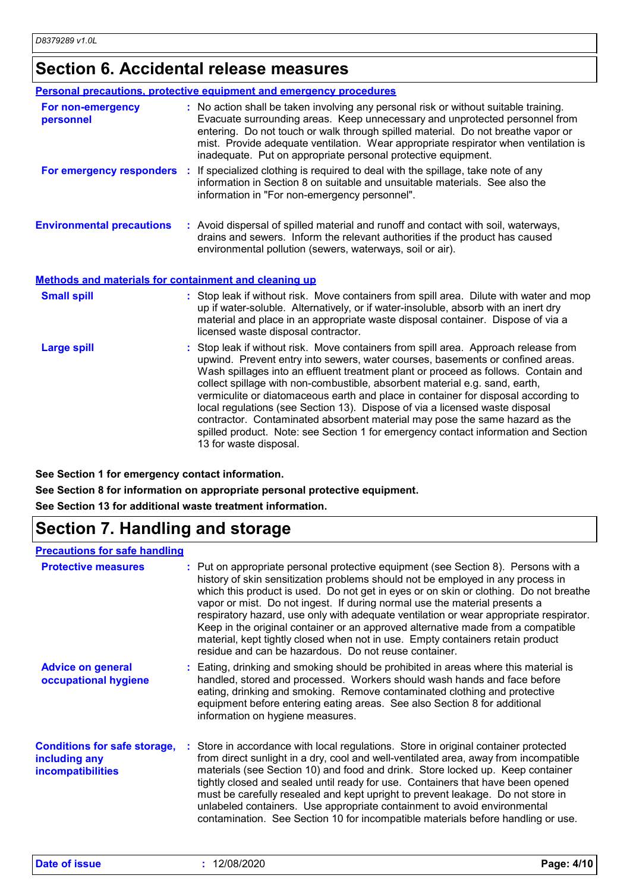## Section 6. Accidental release measures

### Personal precautions, protective equipment and emergency procedures

**For non-emergency personnel** : No action shall be taken involving any personal risk or without suitable training. Evacuate surrounding areas. Keep unnecessary and unprotected personnel from entering. Do not touch or walk through spilled material. Do not breathe vapor or mist. Provide adequate ventilation. Wear appropriate respirator when ventilation is inadequate. Put on appropriate personal protective equipment.

**For emergency responders** : If specialized clothing is required to deal with the spillage, take note of any information in Section 8 on suitable and unsuitable materials. See also the information in "For non-emergency personnel".

**Environmental precautions** : Avoid dispersal of spilled material and runoff and contact with soil, waterways, drains and sewers. Inform the relevant authorities if the product has caused environmental pollution (sewers, waterways, soil or air).

### Methods and materials for containment and cleaning up

**Small spill** : Stop leak if without risk. Move containers from spill area. Dilute with water and mop up if water-soluble. Alternatively, or if water-insoluble, absorb with an inert dry material and place in an appropriate waste disposal container. Dispose of via a licensed waste disposal contractor.

**Large spill** : Stop leak if without risk. Move containers from spill area. Approach release from upwind. Prevent entry into sewers, water courses, basements or confined areas. Wash spillages into an effluent treatment plant or proceed as follows. Contain and collect spillage with non-combustible, absorbent material e.g. sand, earth, vermiculite or diatomaceous earth and place in container for disposal according to local regulations (see Section 13). Dispose of via a licensed waste disposal contractor. Contaminated absorbent material may pose the same hazard as the spilled product. Note: see Section 1 for emergency contact information and Section 13 for waste disposal.

**See Section 1 for emergency contact information.**

**See Section 8 for information on appropriate personal protective equipment.**

**See Section 13 for additional waste treatment information.**

## Section 7. Handling and storage

### Precautions for safe handling

**Protective measures** : Put on appropriate personal protective equipment (see Section 8). Persons with a history of skin sensitization problems should not be employed in any process in which this product is used. Do not get in eyes or on skin or clothing. Do not breathe vapor or mist. Do not ingest. If during normal use the material presents a respiratory hazard, use only with adequate ventilation or wear appropriate respirator. Keep in the original container or an approved alternative made from a compatible material, kept tightly closed when not in use. Empty containers retain product residue and can be hazardous. Do not reuse container.

**Advice on general occupational hygiene** : Eating, drinking and smoking should be prohibited in areas where this material is handled, stored and processed. Workers should wash hands and face before eating, drinking and smoking. Remove contaminated clothing and protective equipment before entering eating areas. See also Section 8 for additional information on hygiene measures.

**Conditions for safe storage, including any incompatibilities** : Store in accordance with local regulations. Store in original container protected from direct sunlight in a dry, cool and well-ventilated area, away from incompatible materials (see Section 10) and food and drink. Store locked up. Keep container tightly closed and sealed until ready for use. Containers that have been opened must be carefully resealed and kept upright to prevent leakage. Do not store in unlabeled containers. Use appropriate containment to avoid environmental contamination. See Section 10 for incompatible materials before handling or use.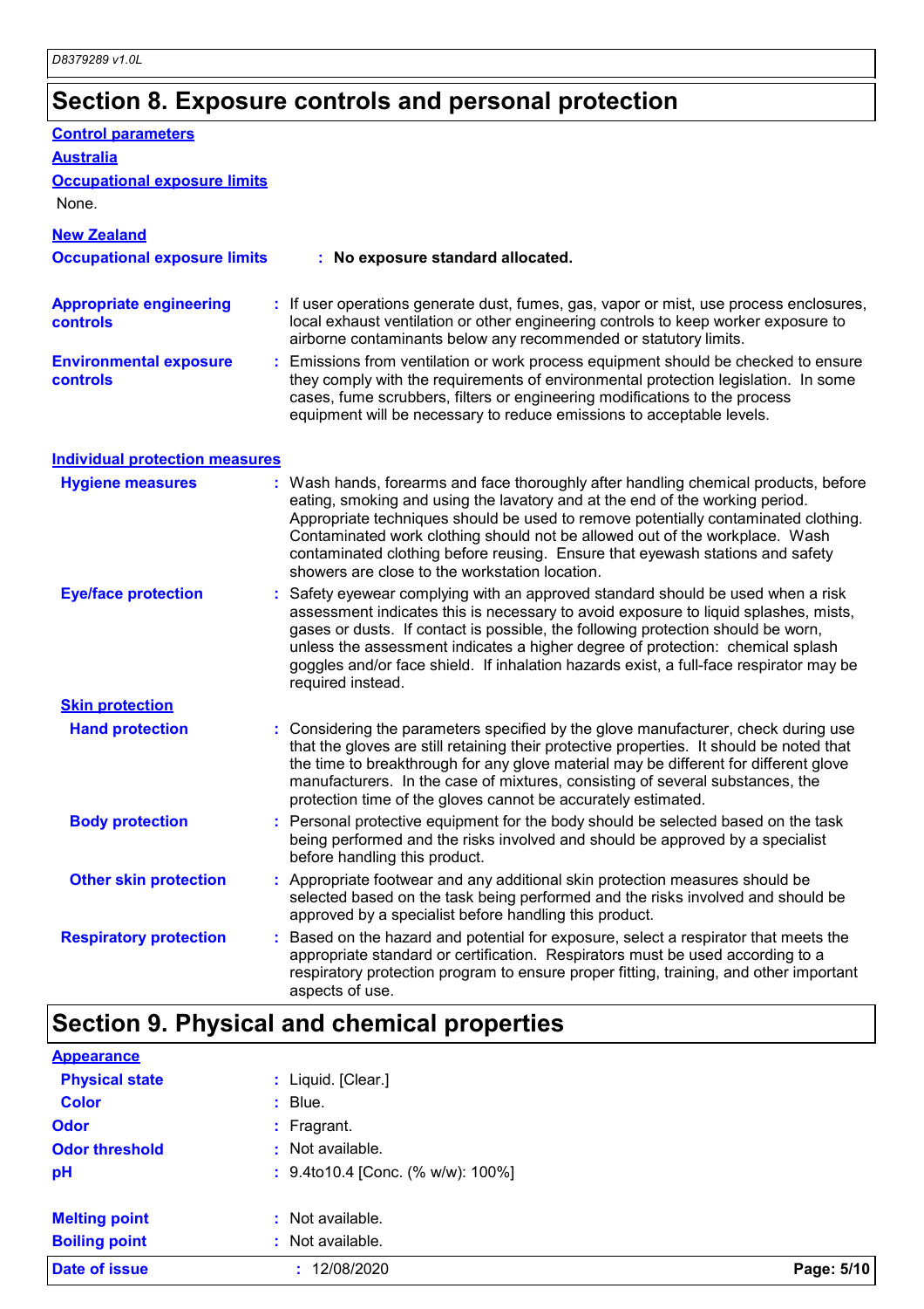## Section 8. Exposure controls and personal protection

**Control parameters**

**Australia**

**Occupational exposure limits**

None.

**New Zealand**

**Occupational exposure limits** : **No exposure standard allocated.**

**Appropriate engineering controls** : If user operations generate dust, fumes, gas, vapor or mist, use process enclosures, local exhaust ventilation or other engineering controls to keep worker exposure to airborne contaminants below any recommended or statutory limits.

**Environmental exposure controls** : Emissions from ventilation or work process equipment should be checked to ensure they comply with the requirements of environmental protection legislation. In some cases, fume scrubbers, filters or engineering modifications to the process equipment will be necessary to reduce emissions to acceptable levels.

**Individual protection measures**

**Hygiene measures** : Wash hands, forearms and face thoroughly after handling chemical products, before eating, smoking and using the lavatory and at the end of the working period. Appropriate techniques should be used to remove potentially contaminated clothing. Contaminated work clothing should not be allowed out of the workplace. Wash contaminated clothing before reusing. Ensure that eyewash stations and safety showers are close to the workstation location.

**Eye/face protection** : Safety eyewear complying with an approved standard should be used when a risk assessment indicates this is necessary to avoid exposure to liquid splashes, mists, gases or dusts. If contact is possible, the following protection should be worn, unless the assessment indicates a higher degree of protection: chemical splash goggles and/or face shield. If inhalation hazards exist, a full-face respirator may be required instead.

**Skin protection**

**Hand protection** : Considering the parameters specified by the glove manufacturer, check during use that the gloves are still retaining their protective properties. It should be noted that the time to breakthrough for any glove material may be different for different glove manufacturers. In the case of mixtures, consisting of several substances, the protection time of the gloves cannot be accurately estimated.

**Body protection** : Personal protective equipment for the body should be selected based on the task being performed and the risks involved and should be approved by a specialist before handling this product.

**Other skin protection** : Appropriate footwear and any additional skin protection measures should be selected based on the task being performed and the risks involved and should be approved by a specialist before handling this product.

**Respiratory protection** : Based on the hazard and potential for exposure, select a respirator that meets the appropriate standard or certification. Respirators must be used according to a respiratory protection program to ensure proper fitting, training, and other important aspects of use.

## Section 9. Physical and chemical properties

**Appearance**

**Physical state** : Liquid. [Clear.]

**Color** : Blue.

**Odor** : Fragrant.

**Odor threshold** : Not available.

**pH** : 9.4to10.4 [Conc. (% w/w): 100%]

**Melting point** : Not available.

**Boiling point** : Not available.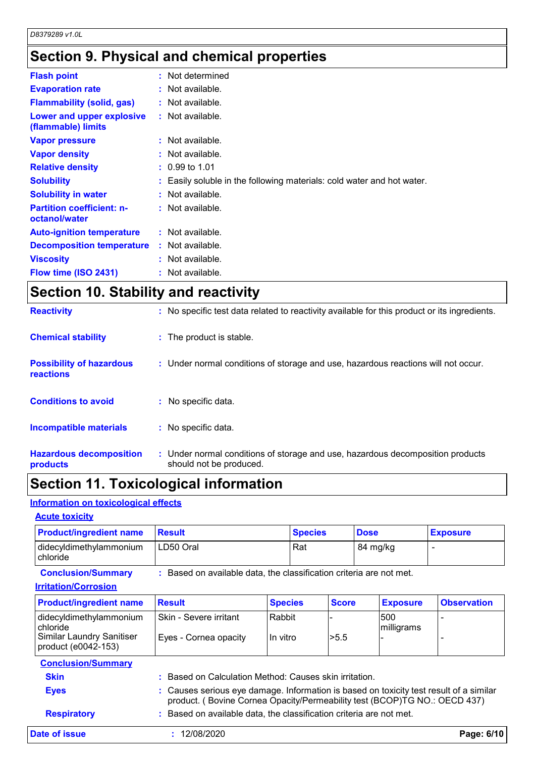## Section 9. Physical and chemical properties

| | |
|---|---|
| **Flash point** | : Not determined |
| **Evaporation rate** | : Not available. |
| **Flammability (solid, gas)** | : Not available. |
| **Lower and upper explosive (flammable) limits** | : Not available. |
| **Vapor pressure** | : Not available. |
| **Vapor density** | : Not available. |
| **Relative density** | : 0.99 to 1.01 |
| **Solubility** | : Easily soluble in the following materials: cold water and hot water. |
| **Solubility in water** | : Not available. |
| **Partition coefficient: n-octanol/water** | : Not available. |
| **Auto-ignition temperature** | : Not available. |
| **Decomposition temperature** | : Not available. |
| **Viscosity** | : Not available. |
| **Flow time (ISO 2431)** | : Not available. |

## Section 10. Stability and reactivity

| | |
|---|---|
| **Reactivity** | : No specific test data related to reactivity available for this product or its ingredients. |
| **Chemical stability** | : The product is stable. |
| **Possibility of hazardous reactions** | : Under normal conditions of storage and use, hazardous reactions will not occur. |
| **Conditions to avoid** | : No specific data. |
| **Incompatible materials** | : No specific data. |
| **Hazardous decomposition products** | : Under normal conditions of storage and use, hazardous decomposition products should not be produced. |

## Section 11. Toxicological information

### Information on toxicological effects

#### Acute toxicity

| Product/ingredient name | Result | Species | Dose | Exposure |
|---|---|---|---|---|
| didecyldimethylammonium chloride | LD50 Oral | Rat | 84 mg/kg | - |

**Conclusion/Summary** : Based on available data, the classification criteria are not met.

#### Irritation/Corrosion

| Product/ingredient name | Result | Species | Score | Exposure | Observation |
|---|---|---|---|---|---|
| didecyldimethylammonium chloride | Skin - Severe irritant | Rabbit | - | 500 milligrams | - |
| Similar Laundry Sanitiser product (e0042-153) | Eyes - Cornea opacity | In vitro | >5.5 | - | - |

**Conclusion/Summary**

| | |
|---|---|
| **Skin** | : Based on Calculation Method: Causes skin irritation. |
| **Eyes** | : Causes serious eye damage. Information is based on toxicity test result of a similar product. ( Bovine Cornea Opacity/Permeability test (BCOP)TG NO.: OECD 437) |
| **Respiratory** | : Based on available data, the classification criteria are not met. |

**Date of issue** : 12/08/2020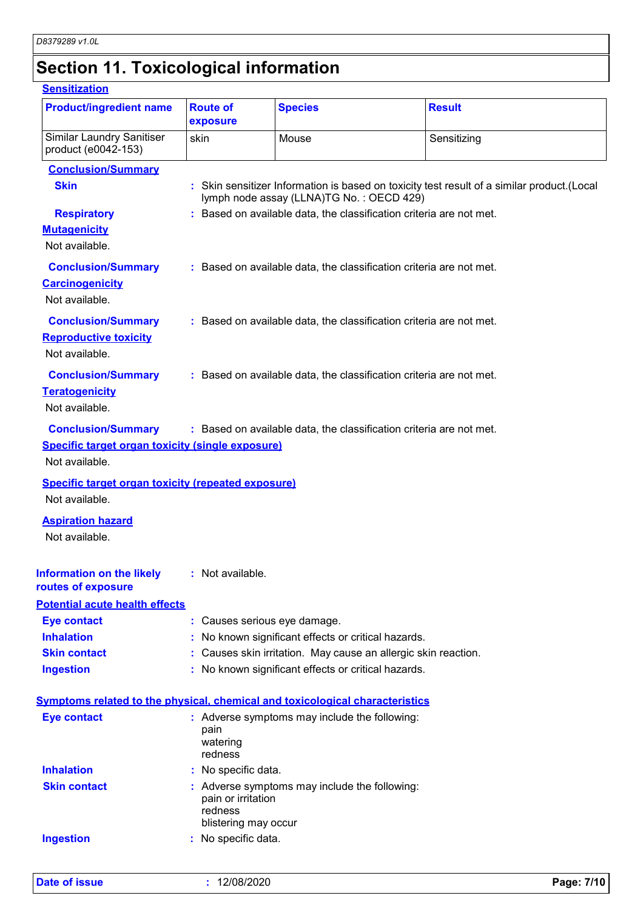# Section 11. Toxicological information

**Sensitization**

| Product/ingredient name | Route of exposure | Species | Result |
|---|---|---|---|
| Similar Laundry Sanitiser product (e0042-153) | skin | Mouse | Sensitizing |

**Conclusion/Summary**

**Skin** : Skin sensitizer Information is based on toxicity test result of a similar product.(Local lymph node assay (LLNA)TG No. : OECD 429)

**Respiratory** : Based on available data, the classification criteria are not met.

**Mutagenicity**

Not available.

**Conclusion/Summary** : Based on available data, the classification criteria are not met.

**Carcinogenicity**

Not available.

**Conclusion/Summary** : Based on available data, the classification criteria are not met.

**Reproductive toxicity**

Not available.

**Conclusion/Summary** : Based on available data, the classification criteria are not met.

**Teratogenicity**

Not available.

**Conclusion/Summary** : Based on available data, the classification criteria are not met.

**Specific target organ toxicity (single exposure)**

Not available.

**Specific target organ toxicity (repeated exposure)**

Not available.

**Aspiration hazard**

Not available.

**Information on the likely routes of exposure** : Not available.

**Potential acute health effects**

**Eye contact** : Causes serious eye damage.

**Inhalation** : No known significant effects or critical hazards.

**Skin contact** : Causes skin irritation. May cause an allergic skin reaction.

**Ingestion** : No known significant effects or critical hazards.

**Symptoms related to the physical, chemical and toxicological characteristics**

**Eye contact** : Adverse symptoms may include the following:
pain
watering
redness

**Inhalation** : No specific data.

**Skin contact** : Adverse symptoms may include the following:
pain or irritation
redness
blistering may occur

**Ingestion** : No specific data.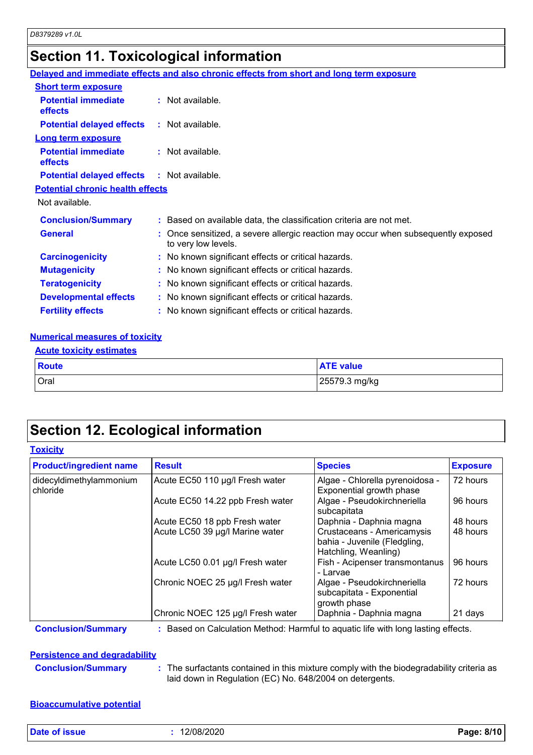## Section 11. Toxicological information

**Delayed and immediate effects and also chronic effects from short and long term exposure**

**Short term exposure**

**Potential immediate effects** : Not available.

**Potential delayed effects** : Not available.

**Long term exposure**

**Potential immediate effects** : Not available.

**Potential delayed effects** : Not available.

**Potential chronic health effects**

Not available.

**Conclusion/Summary** : Based on available data, the classification criteria are not met.

**General** : Once sensitized, a severe allergic reaction may occur when subsequently exposed to very low levels.

**Carcinogenicity** : No known significant effects or critical hazards.

**Mutagenicity** : No known significant effects or critical hazards.

**Teratogenicity** : No known significant effects or critical hazards.

**Developmental effects** : No known significant effects or critical hazards.

**Fertility effects** : No known significant effects or critical hazards.

**Numerical measures of toxicity**

**Acute toxicity estimates**

| Route | ATE value |
|---|---|
| Oral | 25579.3 mg/kg |

## Section 12. Ecological information

**Toxicity**

| Product/ingredient name | Result | Species | Exposure |
|---|---|---|---|
| didecyldimethylammonium chloride | Acute EC50 110 µg/l Fresh water | Algae - Chlorella pyrenoidosa - Exponential growth phase | 72 hours |
| | Acute EC50 14.22 ppb Fresh water | Algae - Pseudokirchneriella subcapitata | 96 hours |
| | Acute EC50 18 ppb Fresh water | Daphnia - Daphnia magna | 48 hours |
| | Acute LC50 39 µg/l Marine water | Crustaceans - Americamysis bahia - Juvenile (Fledgling, Hatchling, Weanling) | 48 hours |
| | Acute LC50 0.01 µg/l Fresh water | Fish - Acipenser transmontanus - Larvae | 96 hours |
| | Chronic NOEC 25 µg/l Fresh water | Algae - Pseudokirchneriella subcapitata - Exponential growth phase | 72 hours |
| | Chronic NOEC 125 µg/l Fresh water | Daphnia - Daphnia magna | 21 days |

**Conclusion/Summary** : Based on Calculation Method: Harmful to aquatic life with long lasting effects.

**Persistence and degradability**

**Conclusion/Summary** : The surfactants contained in this mixture comply with the biodegradability criteria as laid down in Regulation (EC) No. 648/2004 on detergents.

**Bioaccumulative potential**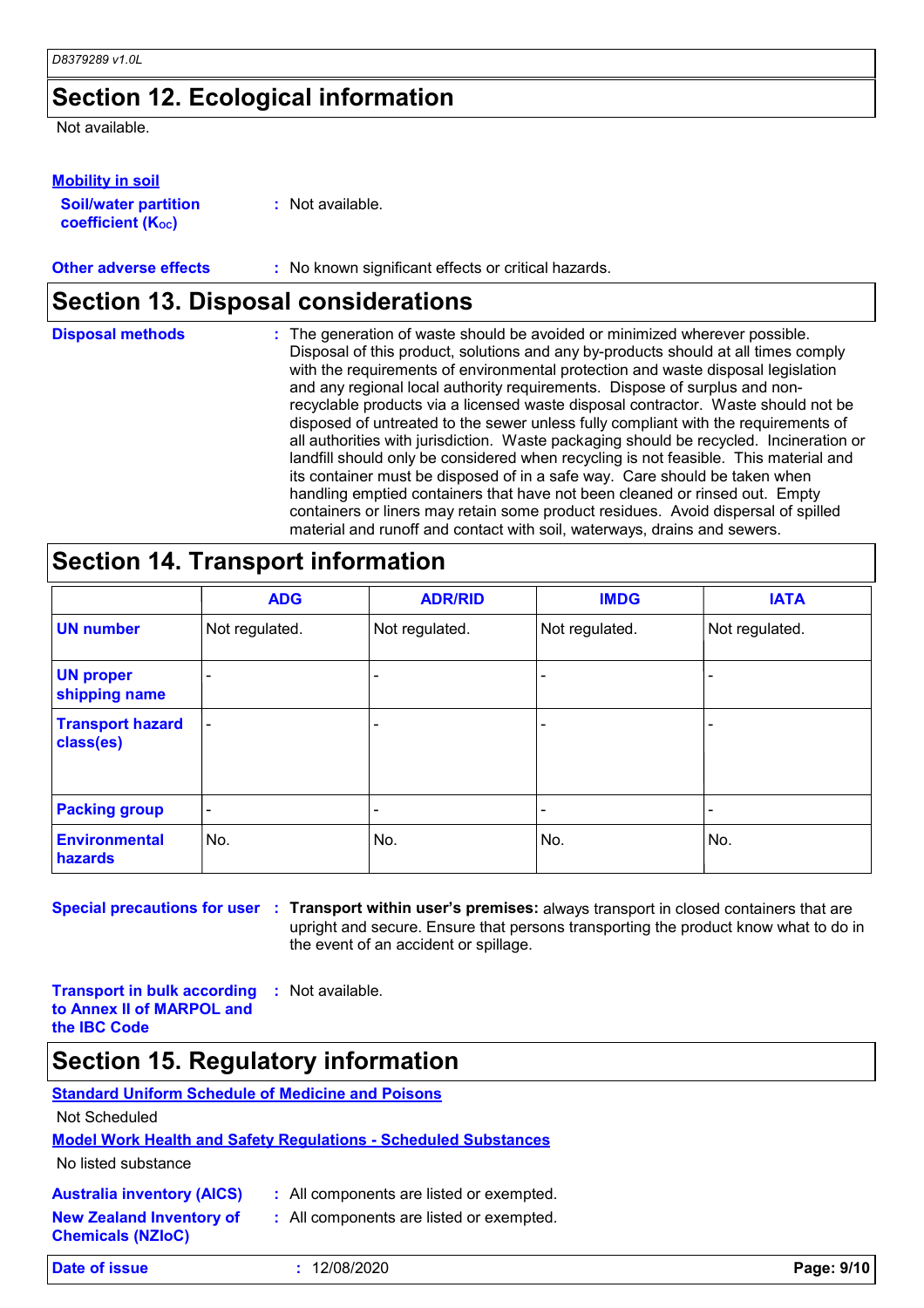## Section 12. Ecological information

Not available.

**Mobility in soil**

**Soil/water partition coefficient ($K_{OC}$)** : Not available.

**Other adverse effects** : No known significant effects or critical hazards.

## Section 13. Disposal considerations

**Disposal methods** : The generation of waste should be avoided or minimized wherever possible. Disposal of this product, solutions and any by-products should at all times comply with the requirements of environmental protection and waste disposal legislation and any regional local authority requirements. Dispose of surplus and non-recyclable products via a licensed waste disposal contractor. Waste should not be disposed of untreated to the sewer unless fully compliant with the requirements of all authorities with jurisdiction. Waste packaging should be recycled. Incineration or landfill should only be considered when recycling is not feasible. This material and its container must be disposed of in a safe way. Care should be taken when handling emptied containers that have not been cleaned or rinsed out. Empty containers or liners may retain some product residues. Avoid dispersal of spilled material and runoff and contact with soil, waterways, drains and sewers.

## Section 14. Transport information

| | ADG | ADR/RID | IMDG | IATA |
|---|---|---|---|---|
| UN number | Not regulated. | Not regulated. | Not regulated. | Not regulated. |
| UN proper shipping name | - | - | - | - |
| Transport hazard class(es) | - | - | - | - |
| Packing group | - | - | - | - |
| Environmental hazards | No. | No. | No. | No. |

**Special precautions for user** : **Transport within user's premises:** always transport in closed containers that are upright and secure. Ensure that persons transporting the product know what to do in the event of an accident or spillage.

**Transport in bulk according to Annex II of MARPOL and the IBC Code** : Not available.

## Section 15. Regulatory information

**Standard Uniform Schedule of Medicine and Poisons**

Not Scheduled

**Model Work Health and Safety Regulations - Scheduled Substances**

No listed substance

**Australia inventory (AICS)** : All components are listed or exempted.

**New Zealand Inventory of Chemicals (NZIoC)** : All components are listed or exempted.

**Date of issue** : 12/08/2020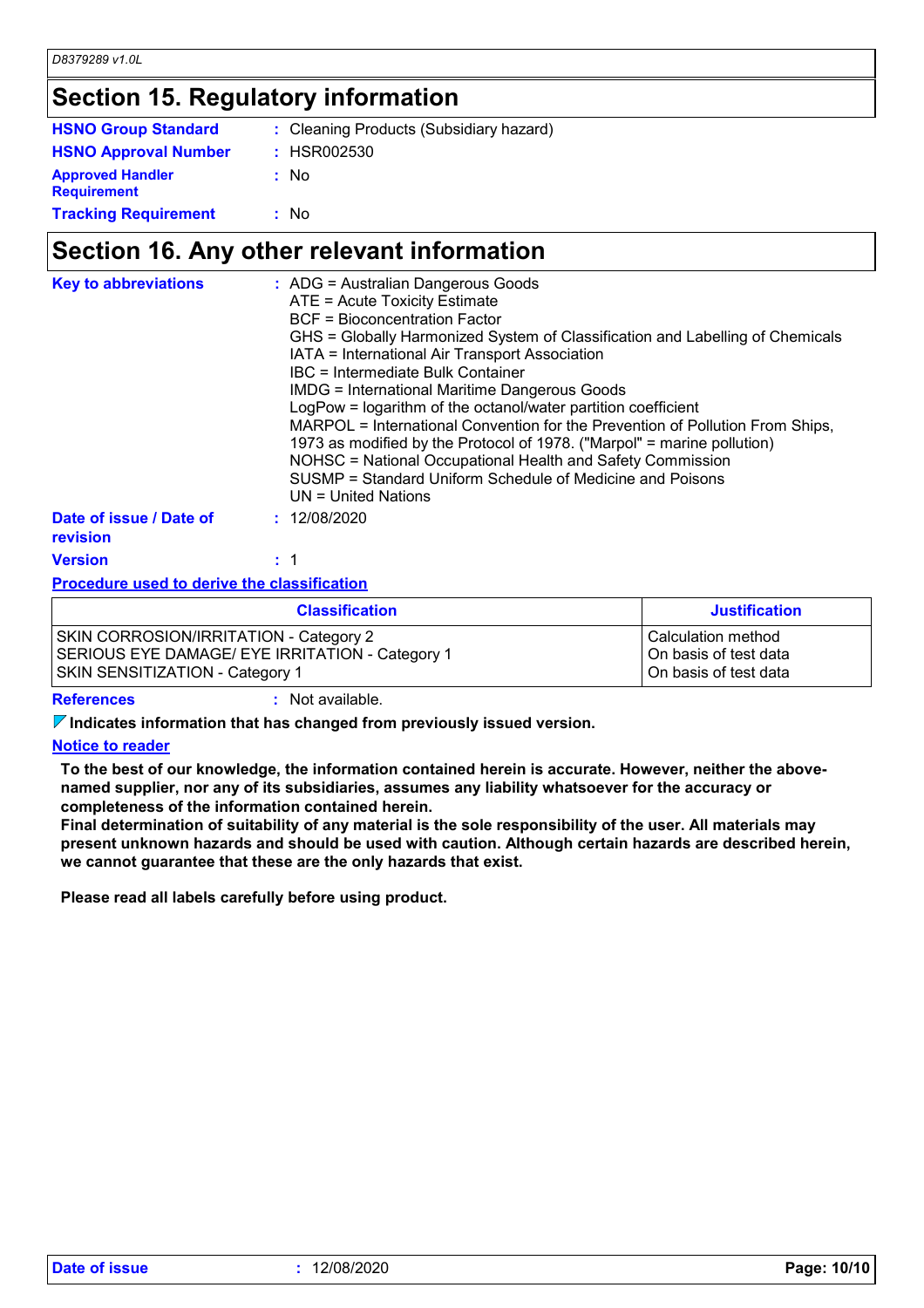## Section 15. Regulatory information

**HSNO Group Standard** : Cleaning Products (Subsidiary hazard)

**HSNO Approval Number** : HSR002530

**Approved Handler Requirement** : No

**Tracking Requirement** : No

## Section 16. Any other relevant information

**Key to abbreviations** :

ADG = Australian Dangerous Goods
ATE = Acute Toxicity Estimate
BCF = Bioconcentration Factor
GHS = Globally Harmonized System of Classification and Labelling of Chemicals
IATA = International Air Transport Association
IBC = Intermediate Bulk Container
IMDG = International Maritime Dangerous Goods
LogPow = logarithm of the octanol/water partition coefficient
MARPOL = International Convention for the Prevention of Pollution From Ships, 1973 as modified by the Protocol of 1978. ("Marpol" = marine pollution)
NOHSC = National Occupational Health and Safety Commission
SUSMP = Standard Uniform Schedule of Medicine and Poisons
UN = United Nations

**Date of issue / Date of revision** : 12/08/2020

**Version** : 1

**Procedure used to derive the classification**

| Classification | Justification |
|---|---|
| SKIN CORROSION/IRRITATION - Category 2 | Calculation method |
| SERIOUS EYE DAMAGE/ EYE IRRITATION - Category 1 | On basis of test data |
| SKIN SENSITIZATION - Category 1 | On basis of test data |

**References** : Not available.

**Indicates information that has changed from previously issued version.**

**Notice to reader**

**To the best of our knowledge, the information contained herein is accurate. However, neither the above-named supplier, nor any of its subsidiaries, assumes any liability whatsoever for the accuracy or completeness of the information contained herein.**
**Final determination of suitability of any material is the sole responsibility of the user. All materials may present unknown hazards and should be used with caution. Although certain hazards are described herein, we cannot guarantee that these are the only hazards that exist.**

**Please read all labels carefully before using product.**